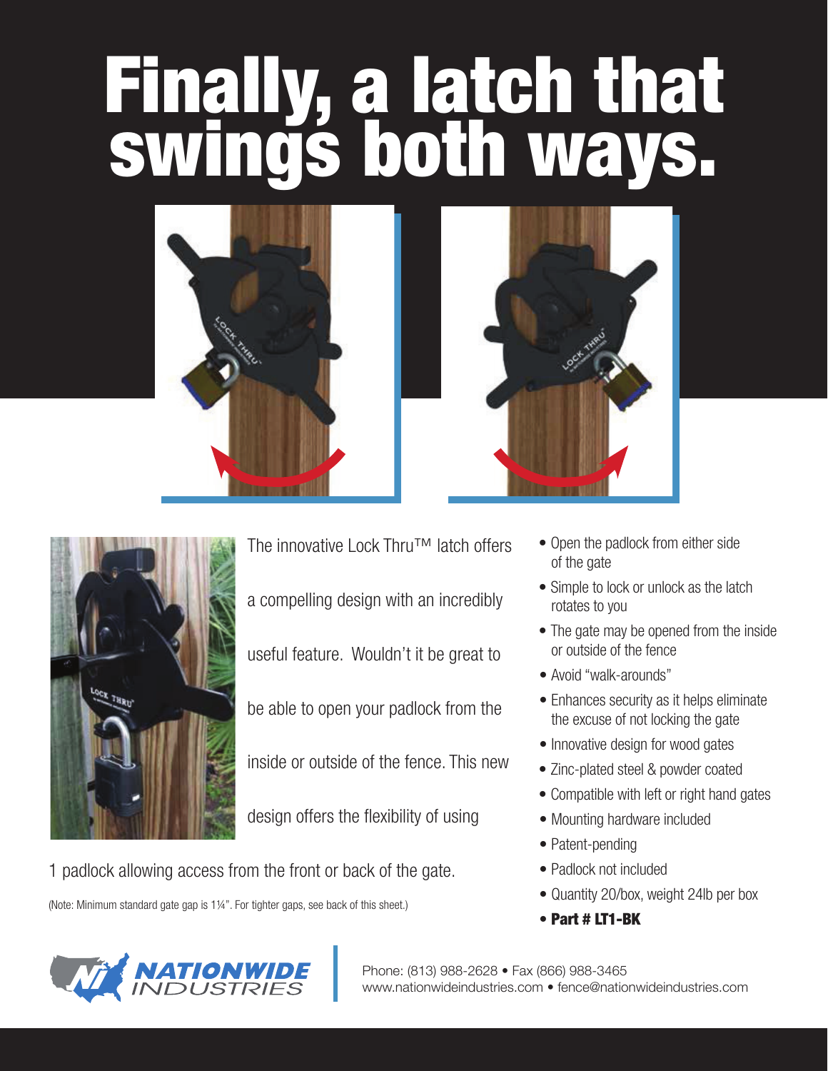# Finally, a latch that swings both ways.

The innovative Lock Thru™ latch offers a compelling design with an incredibly useful feature. Wouldn't it be great to be able to open your padlock from the inside or outside of the fence. This new design offers the flexibility of using 1 padlock allowing access from the front or back of the gate.

(Note: Minimum standard gate gap is 1¼". For tighter gaps, see back of this sheet.)

- Open the padlock from either side of the gate
- Simple to lock or unlock as the latch rotates to you
- The gate may be opened from the inside or outside of the fence
- Avoid "walk-arounds"
- Enhances security as it helps eliminate the excuse of not locking the gate
- Innovative design for wood gates
- Zinc-plated steel & powder coated
- Compatible with left or right hand gates
- Mounting hardware included
- Patent-pending
- Padlock not included
- Quantity 20/box, weight 24lb per box
- **Part # LT1-BK**

NATIONWIDE INDUSTRIES

Phone: (813) 988-2628 • Fax (866) 988-3465
www.nationwideindustries.com • fence@nationwideindustries.com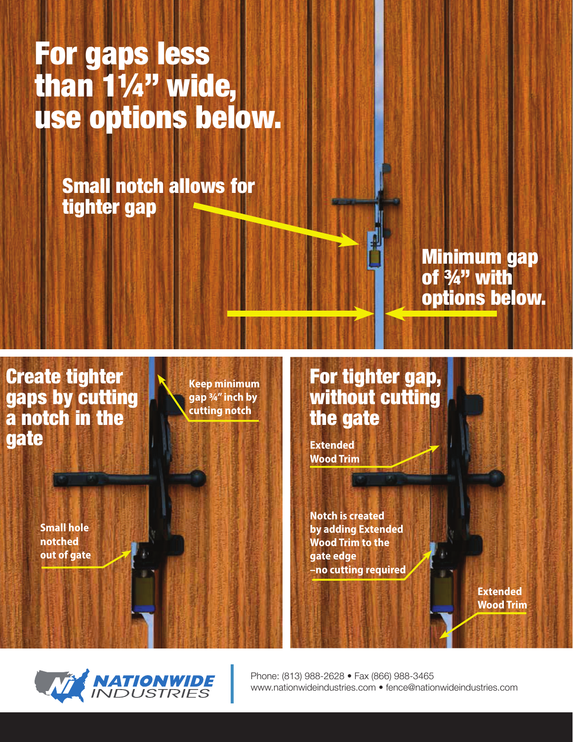# For gaps less than 1¼" wide, use options below.

**Small notch allows for tighter gap**

**Minimum gap of ¾" with options below.**

## Create tighter gaps by cutting a notch in the gate

**Keep minimum gap ¾" inch by cutting notch**

**Small hole notched out of gate**

## For tighter gap, without cutting the gate

**Extended Wood Trim**

**Notch is created by adding Extended Wood Trim to the gate edge –no cutting required**

**Extended Wood Trim**

NATIONWIDE INDUSTRIES

Phone: (813) 988-2628 • Fax (866) 988-3465
www.nationwideindustries.com • fence@nationwideindustries.com